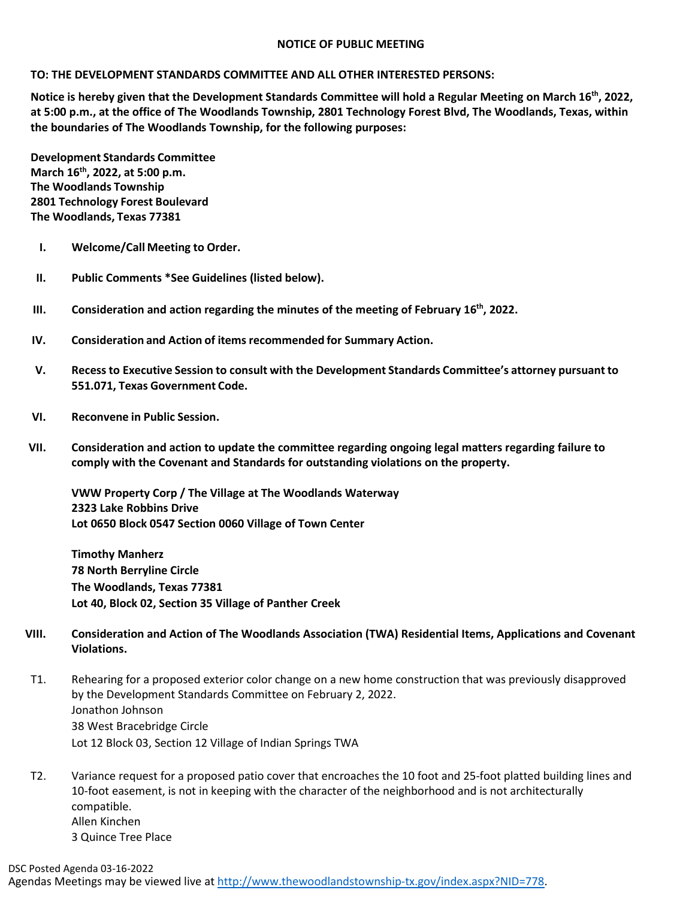# NOTICE OF PUBLIC MEETING

**TO: THE DEVELOPMENT STANDARDS COMMITTEE AND ALL OTHER INTERESTED PERSONS:**

**Notice is hereby given that the Development Standards Committee will hold a Regular Meeting on March 16th, 2022, at 5:00 p.m., at the office of The Woodlands Township, 2801 Technology Forest Blvd, The Woodlands, Texas, within the boundaries of The Woodlands Township, for the following purposes:**

**Development Standards Committee**
**March 16th, 2022, at 5:00 p.m.**
**The Woodlands Township**
**2801 Technology Forest Boulevard**
**The Woodlands, Texas 77381**

I. **Welcome/Call Meeting to Order.**

II. **Public Comments *See Guidelines (listed below).**

III. **Consideration and action regarding the minutes of the meeting of February 16th, 2022.**

IV. **Consideration and Action of items recommended for Summary Action.**

V. **Recess to Executive Session to consult with the Development Standards Committee's attorney pursuant to 551.071, Texas Government Code.**

VI. **Reconvene in Public Session.**

VII. **Consideration and action to update the committee regarding ongoing legal matters regarding failure to comply with the Covenant and Standards for outstanding violations on the property.**

**VWW Property Corp / The Village at The Woodlands Waterway**
**2323 Lake Robbins Drive**
**Lot 0650 Block 0547 Section 0060 Village of Town Center**

**Timothy Manherz**
**78 North Berryline Circle**
**The Woodlands, Texas 77381**
**Lot 40, Block 02, Section 35 Village of Panther Creek**

VIII. **Consideration and Action of The Woodlands Association (TWA) Residential Items, Applications and Covenant Violations.**

T1. Rehearing for a proposed exterior color change on a new home construction that was previously disapproved by the Development Standards Committee on February 2, 2022.
Jonathon Johnson
38 West Bracebridge Circle
Lot 12 Block 03, Section 12 Village of Indian Springs TWA

T2. Variance request for a proposed patio cover that encroaches the 10 foot and 25-foot platted building lines and 10-foot easement, is not in keeping with the character of the neighborhood and is not architecturally compatible.
Allen Kinchen
3 Quince Tree Place

Agendas Meetings may be viewed live at http://www.thewoodlandstownship-tx.gov/index.aspx?NID=778.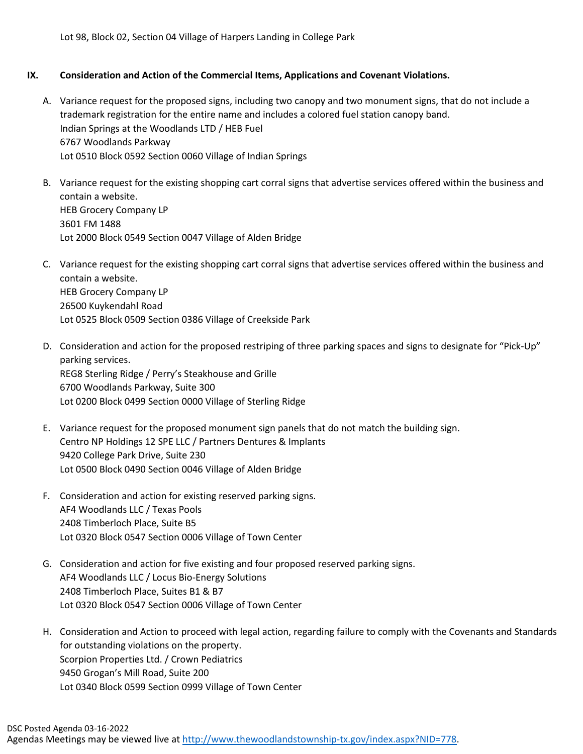Lot 98, Block 02, Section 04 Village of Harpers Landing in College Park

**IX. Consideration and Action of the Commercial Items, Applications and Covenant Violations.**

A. Variance request for the proposed signs, including two canopy and two monument signs, that do not include a trademark registration for the entire name and includes a colored fuel station canopy band.
Indian Springs at the Woodlands LTD / HEB Fuel
6767 Woodlands Parkway
Lot 0510 Block 0592 Section 0060 Village of Indian Springs

B. Variance request for the existing shopping cart corral signs that advertise services offered within the business and contain a website.
HEB Grocery Company LP
3601 FM 1488
Lot 2000 Block 0549 Section 0047 Village of Alden Bridge

C. Variance request for the existing shopping cart corral signs that advertise services offered within the business and contain a website.
HEB Grocery Company LP
26500 Kuykendahl Road
Lot 0525 Block 0509 Section 0386 Village of Creekside Park

D. Consideration and action for the proposed restriping of three parking spaces and signs to designate for "Pick-Up" parking services.
REG8 Sterling Ridge / Perry's Steakhouse and Grille
6700 Woodlands Parkway, Suite 300
Lot 0200 Block 0499 Section 0000 Village of Sterling Ridge

E. Variance request for the proposed monument sign panels that do not match the building sign.
Centro NP Holdings 12 SPE LLC / Partners Dentures & Implants
9420 College Park Drive, Suite 230
Lot 0500 Block 0490 Section 0046 Village of Alden Bridge

F. Consideration and action for existing reserved parking signs.
AF4 Woodlands LLC / Texas Pools
2408 Timberloch Place, Suite B5
Lot 0320 Block 0547 Section 0006 Village of Town Center

G. Consideration and action for five existing and four proposed reserved parking signs.
AF4 Woodlands LLC / Locus Bio-Energy Solutions
2408 Timberloch Place, Suites B1 & B7
Lot 0320 Block 0547 Section 0006 Village of Town Center

H. Consideration and Action to proceed with legal action, regarding failure to comply with the Covenants and Standards for outstanding violations on the property.
Scorpion Properties Ltd. / Crown Pediatrics
9450 Grogan's Mill Road, Suite 200
Lot 0340 Block 0599 Section 0999 Village of Town Center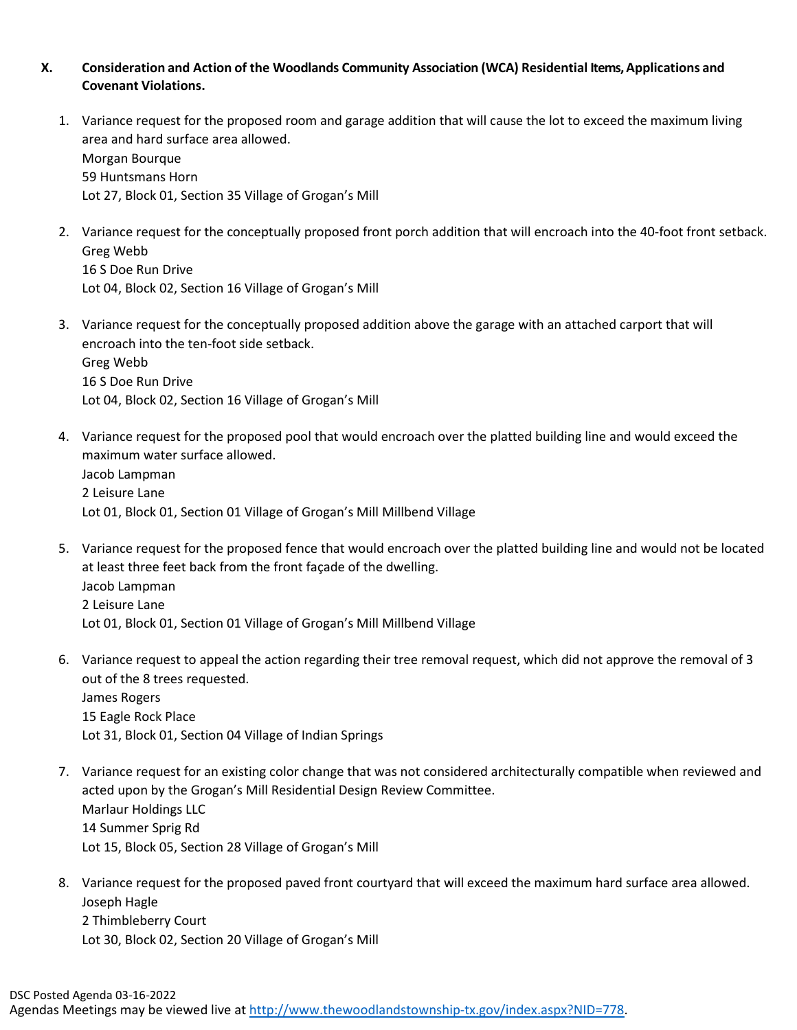X. **Consideration and Action of the Woodlands Community Association (WCA) Residential Items, Applications and Covenant Violations.**

1. Variance request for the proposed room and garage addition that will cause the lot to exceed the maximum living area and hard surface area allowed.
   Morgan Bourque
   59 Huntsmans Horn
   Lot 27, Block 01, Section 35 Village of Grogan's Mill

2. Variance request for the conceptually proposed front porch addition that will encroach into the 40-foot front setback.
   Greg Webb
   16 S Doe Run Drive
   Lot 04, Block 02, Section 16 Village of Grogan's Mill

3. Variance request for the conceptually proposed addition above the garage with an attached carport that will encroach into the ten-foot side setback.
   Greg Webb
   16 S Doe Run Drive
   Lot 04, Block 02, Section 16 Village of Grogan's Mill

4. Variance request for the proposed pool that would encroach over the platted building line and would exceed the maximum water surface allowed.
   Jacob Lampman
   2 Leisure Lane
   Lot 01, Block 01, Section 01 Village of Grogan's Mill Millbend Village

5. Variance request for the proposed fence that would encroach over the platted building line and would not be located at least three feet back from the front façade of the dwelling.
   Jacob Lampman
   2 Leisure Lane
   Lot 01, Block 01, Section 01 Village of Grogan's Mill Millbend Village

6. Variance request to appeal the action regarding their tree removal request, which did not approve the removal of 3 out of the 8 trees requested.
   James Rogers
   15 Eagle Rock Place
   Lot 31, Block 01, Section 04 Village of Indian Springs

7. Variance request for an existing color change that was not considered architecturally compatible when reviewed and acted upon by the Grogan's Mill Residential Design Review Committee.
   Marlaur Holdings LLC
   14 Summer Sprig Rd
   Lot 15, Block 05, Section 28 Village of Grogan's Mill

8. Variance request for the proposed paved front courtyard that will exceed the maximum hard surface area allowed.
   Joseph Hagle
   2 Thimbleberry Court
   Lot 30, Block 02, Section 20 Village of Grogan's Mill

DSC Posted Agenda 03-16-2022
Agendas Meetings may be viewed live at http://www.thewoodlandstownship-tx.gov/index.aspx?NID=778.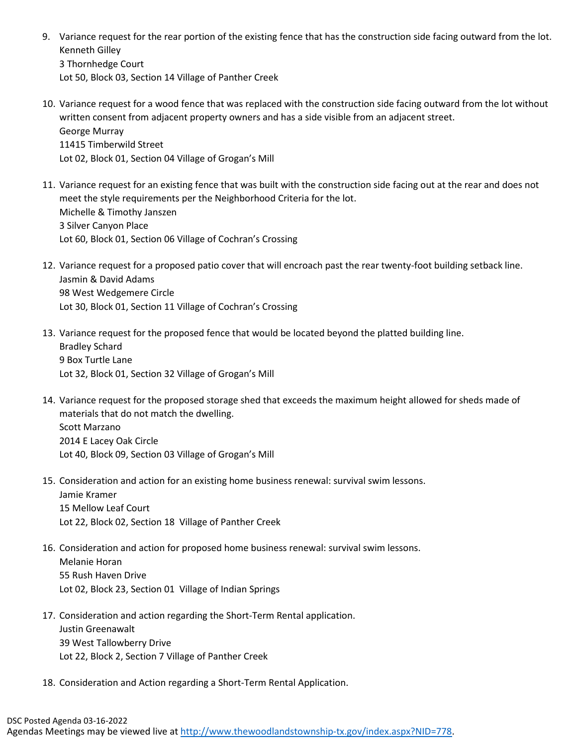9. Variance request for the rear portion of the existing fence that has the construction side facing outward from the lot.
   Kenneth Gilley
   3 Thornhedge Court
   Lot 50, Block 03, Section 14 Village of Panther Creek

10. Variance request for a wood fence that was replaced with the construction side facing outward from the lot without written consent from adjacent property owners and has a side visible from an adjacent street.
    George Murray
    11415 Timberwild Street
    Lot 02, Block 01, Section 04 Village of Grogan's Mill

11. Variance request for an existing fence that was built with the construction side facing out at the rear and does not meet the style requirements per the Neighborhood Criteria for the lot.
    Michelle & Timothy Janszen
    3 Silver Canyon Place
    Lot 60, Block 01, Section 06 Village of Cochran's Crossing

12. Variance request for a proposed patio cover that will encroach past the rear twenty-foot building setback line.
    Jasmin & David Adams
    98 West Wedgemere Circle
    Lot 30, Block 01, Section 11 Village of Cochran's Crossing

13. Variance request for the proposed fence that would be located beyond the platted building line.
    Bradley Schard
    9 Box Turtle Lane
    Lot 32, Block 01, Section 32 Village of Grogan's Mill

14. Variance request for the proposed storage shed that exceeds the maximum height allowed for sheds made of materials that do not match the dwelling.
    Scott Marzano
    2014 E Lacey Oak Circle
    Lot 40, Block 09, Section 03 Village of Grogan's Mill

15. Consideration and action for an existing home business renewal: survival swim lessons.
    Jamie Kramer
    15 Mellow Leaf Court
    Lot 22, Block 02, Section 18 Village of Panther Creek

16. Consideration and action for proposed home business renewal: survival swim lessons.
    Melanie Horan
    55 Rush Haven Drive
    Lot 02, Block 23, Section 01 Village of Indian Springs

17. Consideration and action regarding the Short-Term Rental application.
    Justin Greenawalt
    39 West Tallowberry Drive
    Lot 22, Block 2, Section 7 Village of Panther Creek

18. Consideration and Action regarding a Short-Term Rental Application.

DSC Posted Agenda 03-16-2022
Agendas Meetings may be viewed live at http://www.thewoodlandstownship-tx.gov/index.aspx?NID=778.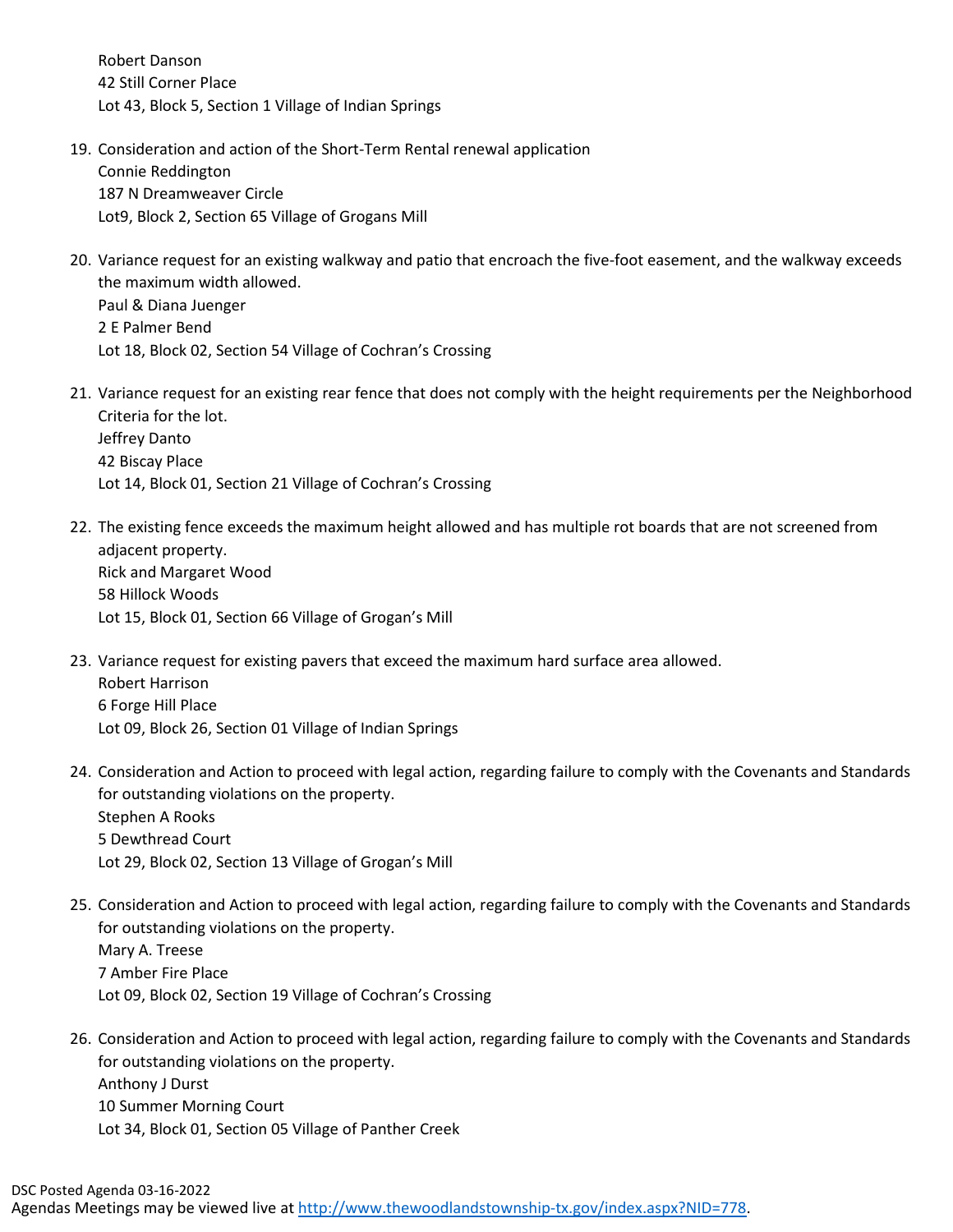Robert Danson
42 Still Corner Place
Lot 43, Block 5, Section 1 Village of Indian Springs

19. Consideration and action of the Short-Term Rental renewal application
    Connie Reddington
    187 N Dreamweaver Circle
    Lot9, Block 2, Section 65 Village of Grogans Mill

20. Variance request for an existing walkway and patio that encroach the five-foot easement, and the walkway exceeds the maximum width allowed.
    Paul & Diana Juenger
    2 E Palmer Bend
    Lot 18, Block 02, Section 54 Village of Cochran's Crossing

21. Variance request for an existing rear fence that does not comply with the height requirements per the Neighborhood Criteria for the lot.
    Jeffrey Danto
    42 Biscay Place
    Lot 14, Block 01, Section 21 Village of Cochran's Crossing

22. The existing fence exceeds the maximum height allowed and has multiple rot boards that are not screened from adjacent property.
    Rick and Margaret Wood
    58 Hillock Woods
    Lot 15, Block 01, Section 66 Village of Grogan's Mill

23. Variance request for existing pavers that exceed the maximum hard surface area allowed.
    Robert Harrison
    6 Forge Hill Place
    Lot 09, Block 26, Section 01 Village of Indian Springs

24. Consideration and Action to proceed with legal action, regarding failure to comply with the Covenants and Standards for outstanding violations on the property.
    Stephen A Rooks
    5 Dewthread Court
    Lot 29, Block 02, Section 13 Village of Grogan's Mill

25. Consideration and Action to proceed with legal action, regarding failure to comply with the Covenants and Standards for outstanding violations on the property.
    Mary A. Treese
    7 Amber Fire Place
    Lot 09, Block 02, Section 19 Village of Cochran's Crossing

26. Consideration and Action to proceed with legal action, regarding failure to comply with the Covenants and Standards for outstanding violations on the property.
    Anthony J Durst
    10 Summer Morning Court
    Lot 34, Block 01, Section 05 Village of Panther Creek

DSC Posted Agenda 03-16-2022
Agendas Meetings may be viewed live at http://www.thewoodlandstownship-tx.gov/index.aspx?NID=778.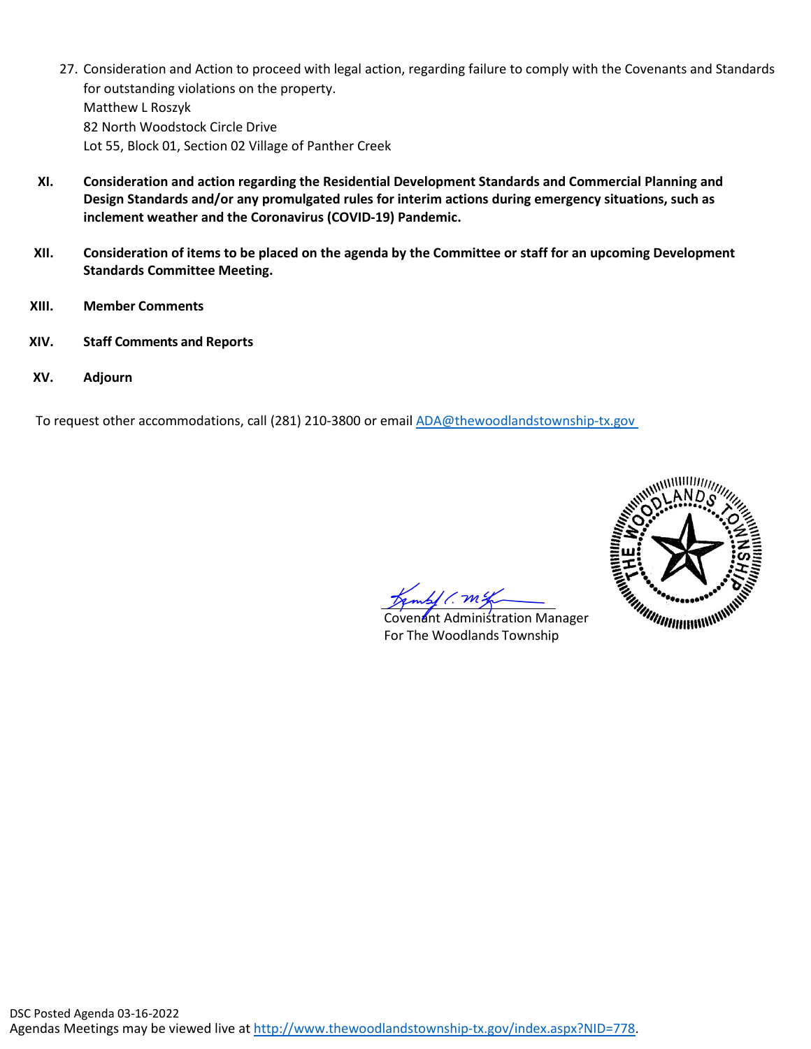27. Consideration and Action to proceed with legal action, regarding failure to comply with the Covenants and Standards for outstanding violations on the property.
    Matthew L Roszyk
    82 North Woodstock Circle Drive
    Lot 55, Block 01, Section 02 Village of Panther Creek

**XI. Consideration and action regarding the Residential Development Standards and Commercial Planning and Design Standards and/or any promulgated rules for interim actions during emergency situations, such as inclement weather and the Coronavirus (COVID-19) Pandemic.**

**XII. Consideration of items to be placed on the agenda by the Committee or staff for an upcoming Development Standards Committee Meeting.**

**XIII. Member Comments**

**XIV. Staff Comments and Reports**

**XV. Adjourn**

To request other accommodations, call (281) 210-3800 or email ADA@thewoodlandstownship-tx.gov

Covenant Administration Manager
For The Woodlands Township

DSC Posted Agenda 03-16-2022
Agendas Meetings may be viewed live at http://www.thewoodlandstownship-tx.gov/index.aspx?NID=778.